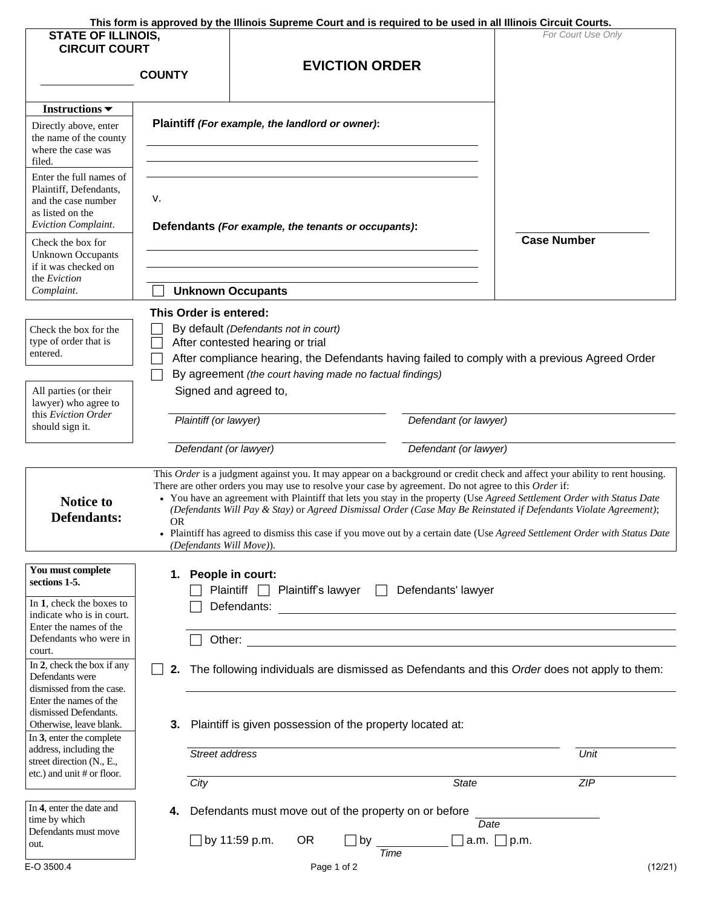This form is approved by the Illinois Supreme Court and is required to be used in all Illinois Circuit Courts.

**STATE OF ILLINOIS, CIRCUIT COURT**

______________ **COUNTY**

# EVICTION ORDER

*For Court Use Only*

| Instructions ▼ | |
|---|---|
| Directly above, enter the name of the county where the case was filed. | |
| Enter the full names of Plaintiff, Defendants, and the case number as listed on the *Eviction Complaint*. | **Plaintiff** ***(For example, the landlord or owner)*:** ______________ ______________ ______________ v. **Defendants** ***(For example, the tenants or occupants)*:** ______________ ______________ ______________ |
| Check the box for Unknown Occupants if it was checked on the *Eviction Complaint*. | ☐ **Unknown Occupants** |

______________
**Case Number**

**This Order is entered:**

*Check the box for the type of order that is entered.*

☐ By default *(Defendants not in court)*
☐ After contested hearing or trial
☐ After compliance hearing, the Defendants having failed to comply with a previous Agreed Order
☐ By agreement *(the court having made no factual findings)*

*All parties (or their lawyer) who agree to this Eviction Order should sign it.*

Signed and agreed to,

______________ *Plaintiff (or lawyer)*          ______________ *Defendant (or lawyer)*

______________ *Defendant (or lawyer)*          ______________ *Defendant (or lawyer)*

**Notice to Defendants:**

This *Order* is a judgment against you. It may appear on a background or credit check and affect your ability to rent housing. There are other orders you may use to resolve your case by agreement. Do not agree to this *Order* if:

- You have an agreement with Plaintiff that lets you stay in the property (Use *Agreed Settlement Order with Status Date (Defendants Will Pay & Stay)* or *Agreed Dismissal Order (Case May Be Reinstated if Defendants Violate Agreement)*;
OR
- Plaintiff has agreed to dismiss this case if you move out by a certain date (Use *Agreed Settlement Order with Status Date (Defendants Will Move)*).

**You must complete sections 1-5.**

*In **1**, check the boxes to indicate who is in court. Enter the names of the Defendants who were in court.*

1. **People in court:**
   ☐ Plaintiff ☐ Plaintiff's lawyer ☐ Defendants' lawyer
   ☐ Defendants: ______________
   ______________
   ☐ Other: ______________

*In **2**, check the box if any Defendants were dismissed from the case. Enter the names of the dismissed Defendants. Otherwise, leave blank.*

☐ 2. The following individuals are dismissed as Defendants and this *Order* does not apply to them:
______________

*In **3**, enter the complete address, including the street direction (N., E., etc.) and unit # or floor.*

3. Plaintiff is given possession of the property located at:

______________ *Street address* ______________ *Unit*

______________ *City* ______________ *State* ______________ *ZIP*

*In **4**, enter the date and time by which Defendants must move out.*

4. Defendants must move out of the property on or before ______________ *Date*

   ☐ by 11:59 p.m. OR ☐ by ______________ *Time* ☐ a.m. ☐ p.m.

E-O 3500.4 (12/21)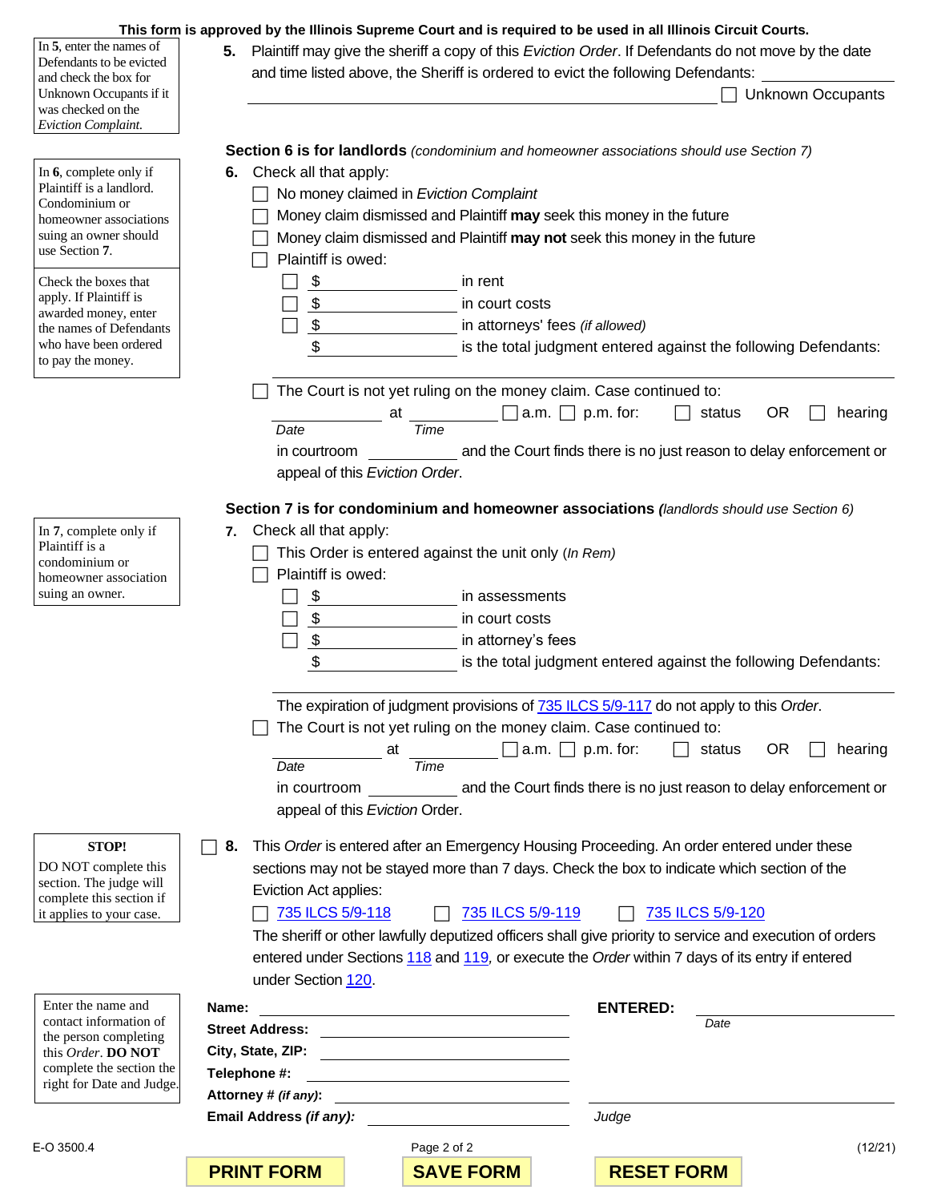**This form is approved by the Illinois Supreme Court and is required to be used in all Illinois Circuit Courts.**

> In **5**, enter the names of Defendants to be evicted and check the box for Unknown Occupants if it was checked on the *Eviction Complaint*.

**5.** Plaintiff may give the sheriff a copy of this *Eviction Order*. If Defendants do not move by the date and time listed above, the Sheriff is ordered to evict the following Defendants: ______________________________ ☐ Unknown Occupants

### Section 6 is for landlords *(condominium and homeowner associations should use Section 7)*

> In **6**, complete only if Plaintiff is a landlord. Condominium or homeowner associations suing an owner should use Section **7**.

> Check the boxes that apply. If Plaintiff is awarded money, enter the names of Defendants who have been ordered to pay the money.

**6.** Check all that apply:

- ☐ No money claimed in *Eviction Complaint*
- ☐ Money claim dismissed and Plaintiff **may** seek this money in the future
- ☐ Money claim dismissed and Plaintiff **may not** seek this money in the future
- ☐ Plaintiff is owed:
  - ☐ $ __________ in rent
  - ☐ $ __________ in court costs
  - ☐ $ __________ in attorneys' fees *(if allowed)*
  - $ __________ is the total judgment entered against the following Defendants: ______________________________
- ☐ The Court is not yet ruling on the money claim. Case continued to: __________ (*Date*) at __________ (*Time*) ☐ a.m. ☐ p.m. for: ☐ status OR ☐ hearing in courtroom __________ and the Court finds there is no just reason to delay enforcement or appeal of this *Eviction Order*.

### Section 7 is for condominium and homeowner associations *(landlords should use Section 6)*

> In **7**, complete only if Plaintiff is a condominium or homeowner association suing an owner.

**7.** Check all that apply:

- ☐ This Order is entered against the unit only (*In Rem*)
- ☐ Plaintiff is owed:
  - ☐ $ __________ in assessments
  - ☐ $ __________ in court costs
  - ☐ $ __________ in attorney's fees
  - $ __________ is the total judgment entered against the following Defendants: ______________________________

The expiration of judgment provisions of 735 ILCS 5/9-117 do not apply to this *Order*.

- ☐ The Court is not yet ruling on the money claim. Case continued to: __________ (*Date*) at __________ (*Time*) ☐ a.m. ☐ p.m. for: ☐ status OR ☐ hearing in courtroom __________ and the Court finds there is no just reason to delay enforcement or appeal of this *Eviction* Order.

> **STOP!** DO NOT complete this section. The judge will complete this section if it applies to your case.

☐ **8.** This *Order* is entered after an Emergency Housing Proceeding. An order entered under these sections may not be stayed more than 7 days. Check the box to indicate which section of the Eviction Act applies:

☐ 735 ILCS 5/9-118 ☐ 735 ILCS 5/9-119 ☐ 735 ILCS 5/9-120

The sheriff or other lawfully deputized officers shall give priority to service and execution of orders entered under Sections 118 and 119, or execute the *Order* within 7 days of its entry if entered under Section 120.

> Enter the name and contact information of the person completing this *Order*. **DO NOT** complete the section to the right for Date and Judge.

**Name:** ______________________________
**Street Address:** ______________________________
**City, State, ZIP:** ______________________________
**Telephone #:** ______________________________
**Attorney #** ***(if any)*****:** ______________________________
**Email Address** ***(if any)*****:** ______________________________

**ENTERED:** ______________________________
*Date*

______________________________
*Judge*

E-O 3500.4 (12/21)

PRINT FORM | SAVE FORM | RESET FORM